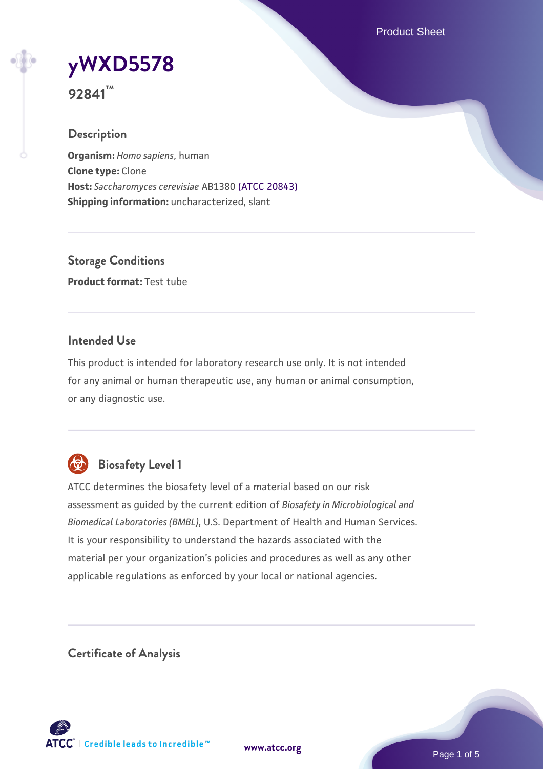# yWXD5578

**92841™**

## Description

**Organism:** *Homo sapiens*, human
**Clone type:** Clone
**Host:** *Saccharomyces cerevisiae* AB1380 (ATCC 20843)
**Shipping information:** uncharacterized, slant

## Storage Conditions

**Product format:** Test tube

## Intended Use

This product is intended for laboratory research use only. It is not intended for any animal or human therapeutic use, any human or animal consumption, or any diagnostic use.

## Biosafety Level 1

ATCC determines the biosafety level of a material based on our risk assessment as guided by the current edition of *Biosafety in Microbiological and Biomedical Laboratories (BMBL)*, U.S. Department of Health and Human Services. It is your responsibility to understand the hazards associated with the material per your organization's policies and procedures as well as any other applicable regulations as enforced by your local or national agencies.

## Certificate of Analysis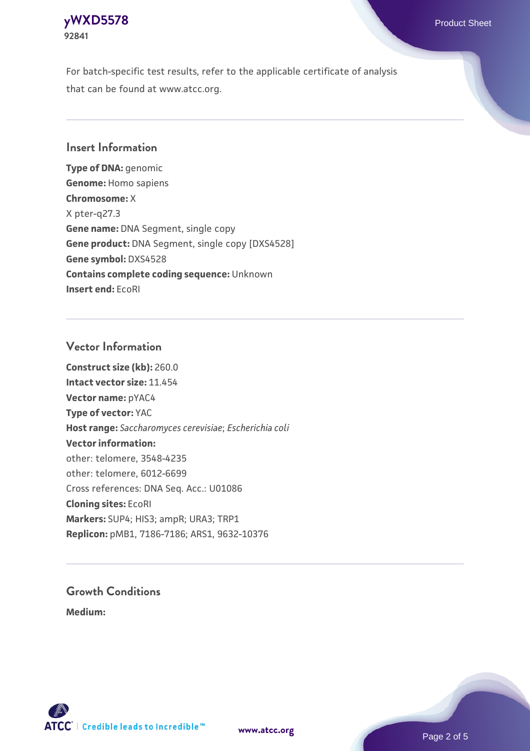For batch-specific test results, refer to the applicable certificate of analysis that can be found at www.atcc.org.

## Insert Information

**Type of DNA:** genomic
**Genome:** Homo sapiens
**Chromosome:** X
X pter-q27.3
**Gene name:** DNA Segment, single copy
**Gene product:** DNA Segment, single copy [DXS4528]
**Gene symbol:** DXS4528
**Contains complete coding sequence:** Unknown
**Insert end:** EcoRI

## Vector Information

**Construct size (kb):** 260.0
**Intact vector size:** 11.454
**Vector name:** pYAC4
**Type of vector:** YAC
**Host range:** *Saccharomyces cerevisiae*; *Escherichia coli*
**Vector information:**
other: telomere, 3548-4235
other: telomere, 6012-6699
Cross references: DNA Seq. Acc.: U01086
**Cloning sites:** EcoRI
**Markers:** SUP4; HIS3; ampR; URA3; TRP1
**Replicon:** pMB1, 7186-7186; ARS1, 9632-10376

## Growth Conditions

**Medium:**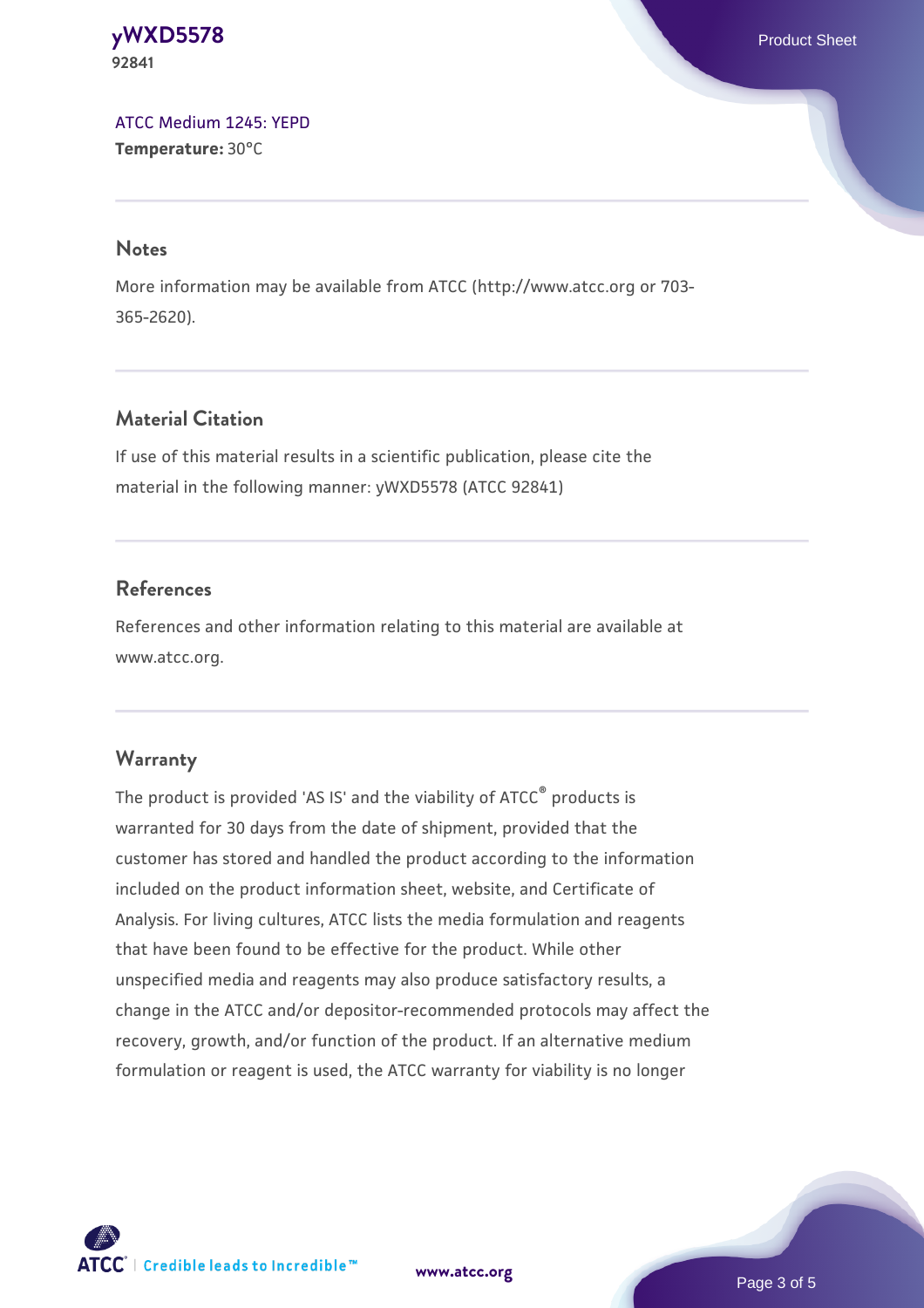[ATCC Medium 1245: YEPD](#)
**Temperature:** 30°C

## Notes

More information may be available from ATCC (http://www.atcc.org or 703-365-2620).

## Material Citation

If use of this material results in a scientific publication, please cite the material in the following manner: yWXD5578 (ATCC 92841)

## References

References and other information relating to this material are available at www.atcc.org.

## Warranty

The product is provided 'AS IS' and the viability of ATCC® products is warranted for 30 days from the date of shipment, provided that the customer has stored and handled the product according to the information included on the product information sheet, website, and Certificate of Analysis. For living cultures, ATCC lists the media formulation and reagents that have been found to be effective for the product. While other unspecified media and reagents may also produce satisfactory results, a change in the ATCC and/or depositor-recommended protocols may affect the recovery, growth, and/or function of the product. If an alternative medium formulation or reagent is used, the ATCC warranty for viability is no longer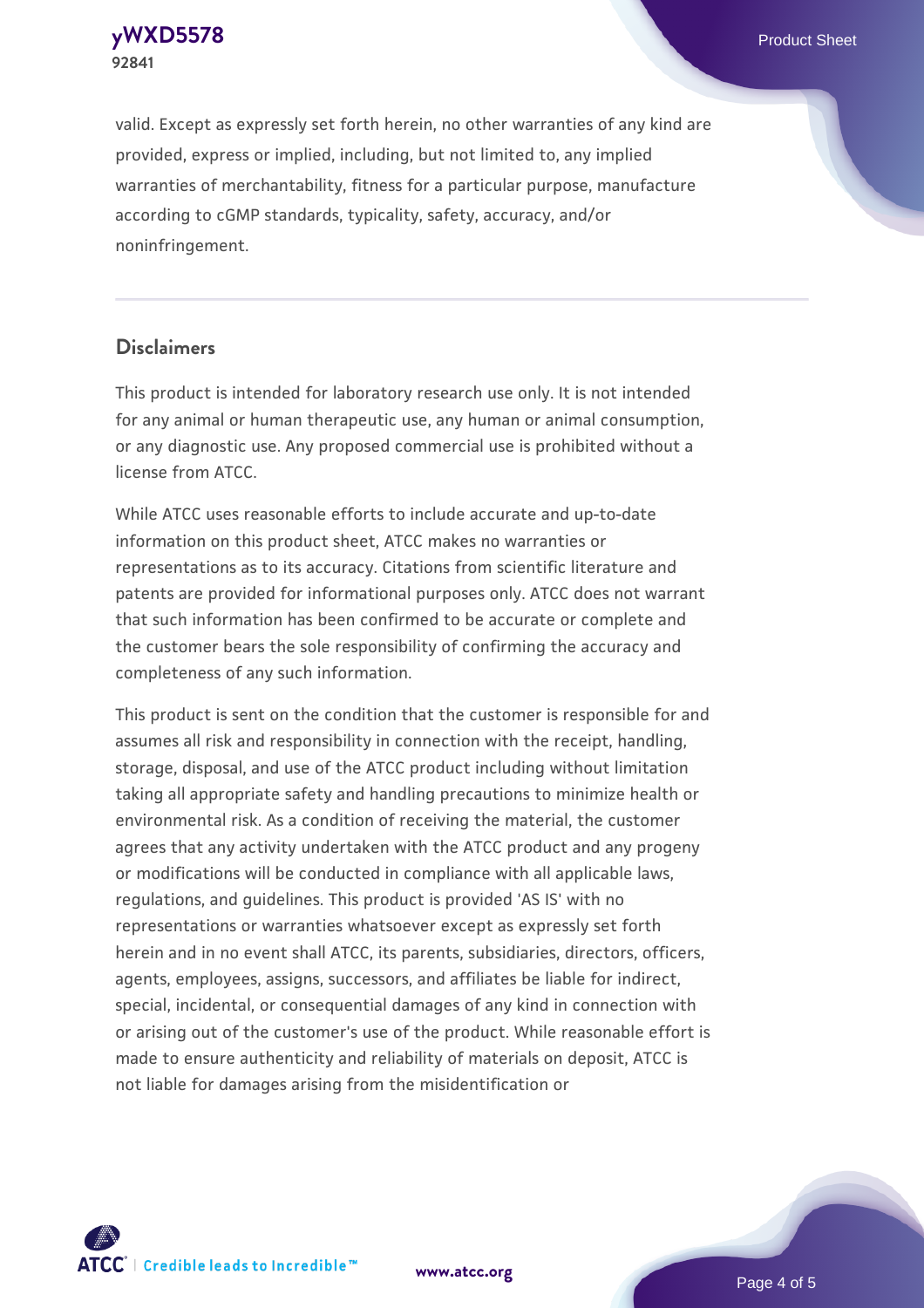valid. Except as expressly set forth herein, no other warranties of any kind are provided, express or implied, including, but not limited to, any implied warranties of merchantability, fitness for a particular purpose, manufacture according to cGMP standards, typicality, safety, accuracy, and/or noninfringement.

## Disclaimers

This product is intended for laboratory research use only. It is not intended for any animal or human therapeutic use, any human or animal consumption, or any diagnostic use. Any proposed commercial use is prohibited without a license from ATCC.

While ATCC uses reasonable efforts to include accurate and up-to-date information on this product sheet, ATCC makes no warranties or representations as to its accuracy. Citations from scientific literature and patents are provided for informational purposes only. ATCC does not warrant that such information has been confirmed to be accurate or complete and the customer bears the sole responsibility of confirming the accuracy and completeness of any such information.

This product is sent on the condition that the customer is responsible for and assumes all risk and responsibility in connection with the receipt, handling, storage, disposal, and use of the ATCC product including without limitation taking all appropriate safety and handling precautions to minimize health or environmental risk. As a condition of receiving the material, the customer agrees that any activity undertaken with the ATCC product and any progeny or modifications will be conducted in compliance with all applicable laws, regulations, and guidelines. This product is provided 'AS IS' with no representations or warranties whatsoever except as expressly set forth herein and in no event shall ATCC, its parents, subsidiaries, directors, officers, agents, employees, assigns, successors, and affiliates be liable for indirect, special, incidental, or consequential damages of any kind in connection with or arising out of the customer's use of the product. While reasonable effort is made to ensure authenticity and reliability of materials on deposit, ATCC is not liable for damages arising from the misidentification or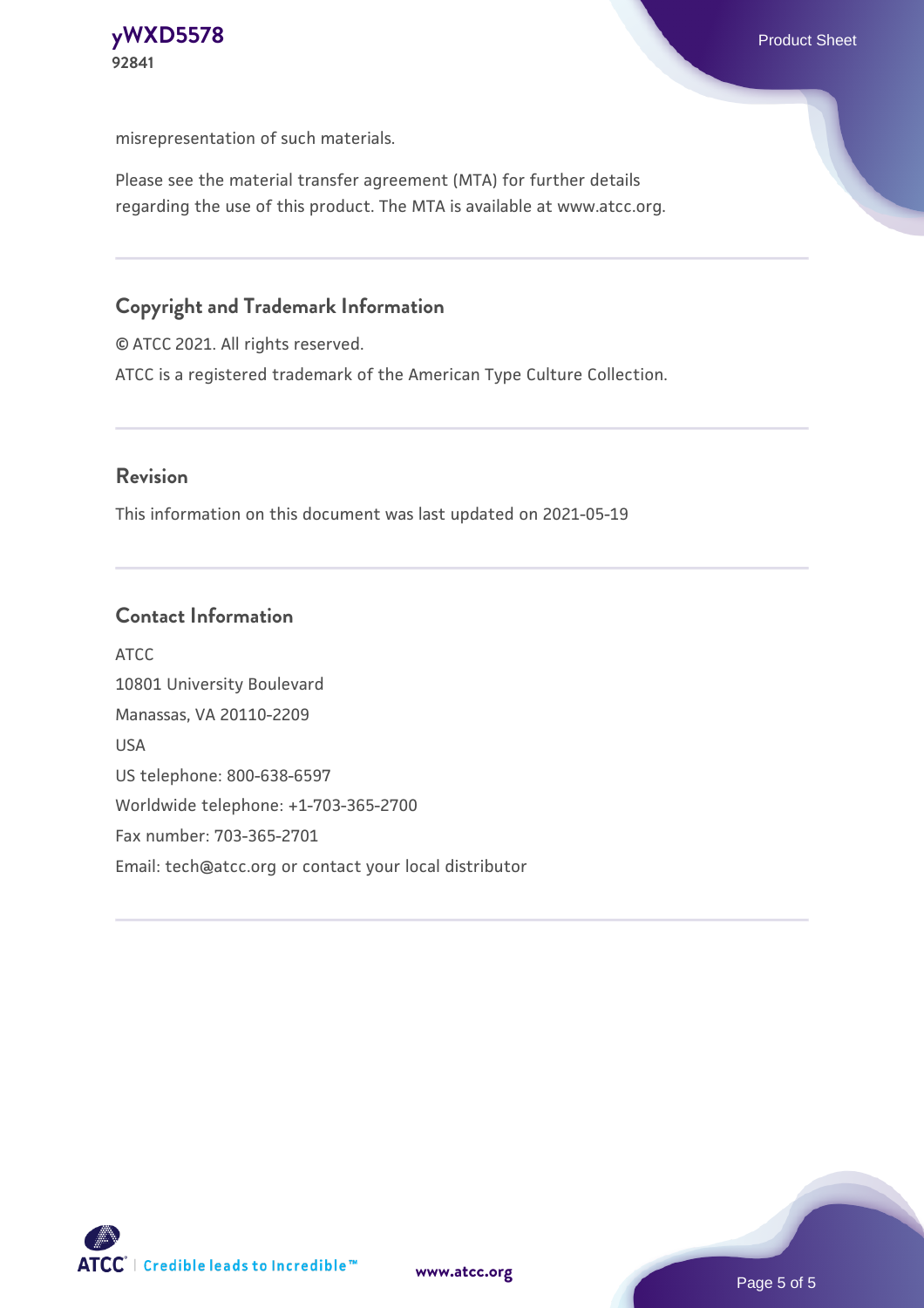misrepresentation of such materials.

Please see the material transfer agreement (MTA) for further details regarding the use of this product. The MTA is available at www.atcc.org.

## Copyright and Trademark Information

© ATCC 2021. All rights reserved.

ATCC is a registered trademark of the American Type Culture Collection.

## Revision

This information on this document was last updated on 2021-05-19

## Contact Information

ATCC
10801 University Boulevard
Manassas, VA 20110-2209
USA
US telephone: 800-638-6597
Worldwide telephone: +1-703-365-2700
Fax number: 703-365-2701
Email: tech@atcc.org or contact your local distributor